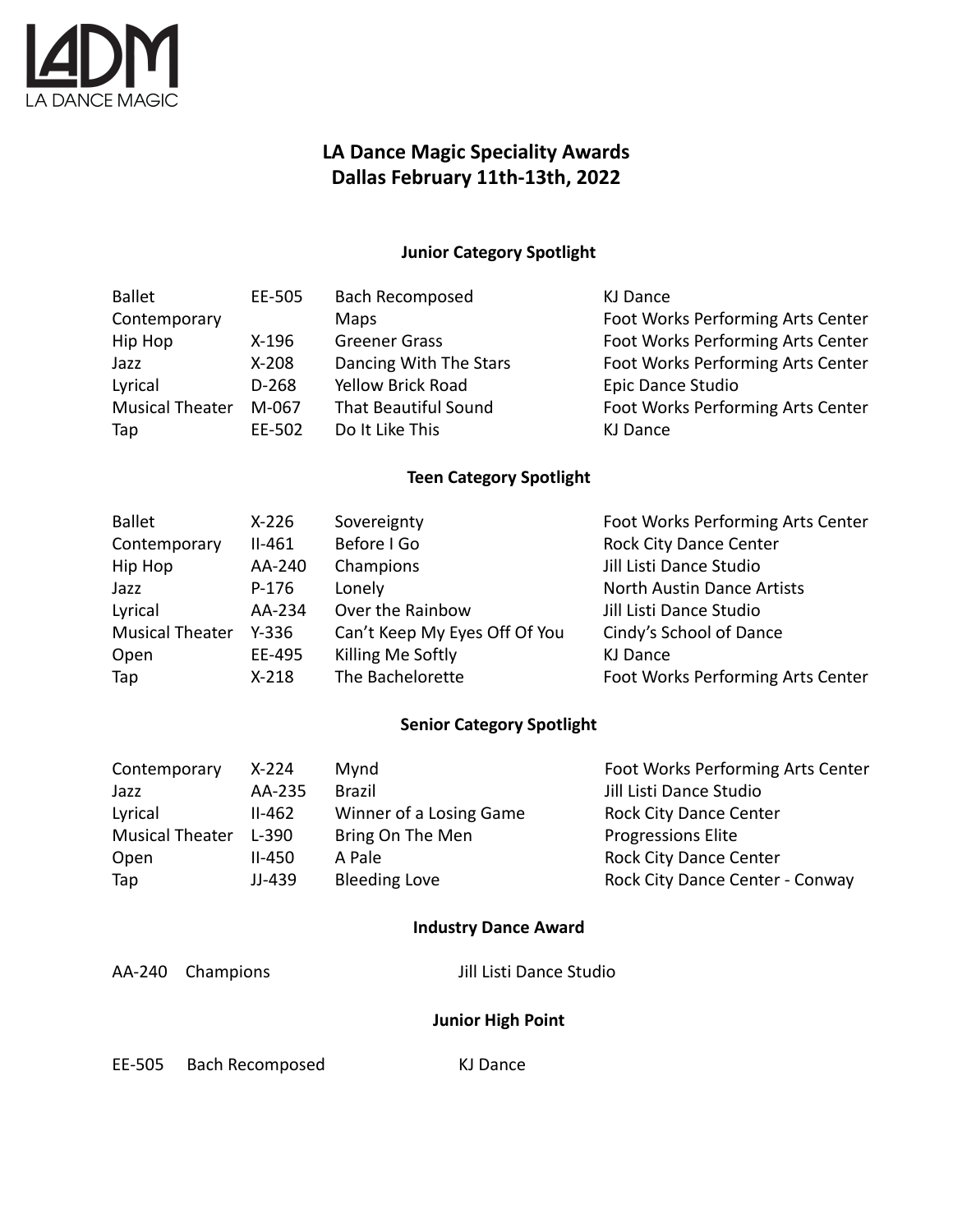LADM
LA DANCE MAGIC

# LA Dance Magic Speciality Awards
# Dallas February 11th-13th, 2022

## Junior Category Spotlight

| | | | |
|---|---|---|---|
| Ballet | EE-505 | Bach Recomposed | KJ Dance |
| Contemporary | | Maps | Foot Works Performing Arts Center |
| Hip Hop | X-196 | Greener Grass | Foot Works Performing Arts Center |
| Jazz | X-208 | Dancing With The Stars | Foot Works Performing Arts Center |
| Lyrical | D-268 | Yellow Brick Road | Epic Dance Studio |
| Musical Theater | M-067 | That Beautiful Sound | Foot Works Performing Arts Center |
| Tap | EE-502 | Do It Like This | KJ Dance |

## Teen Category Spotlight

| | | | |
|---|---|---|---|
| Ballet | X-226 | Sovereignty | Foot Works Performing Arts Center |
| Contemporary | II-461 | Before I Go | Rock City Dance Center |
| Hip Hop | AA-240 | Champions | Jill Listi Dance Studio |
| Jazz | P-176 | Lonely | North Austin Dance Artists |
| Lyrical | AA-234 | Over the Rainbow | Jill Listi Dance Studio |
| Musical Theater | Y-336 | Can't Keep My Eyes Off Of You | Cindy's School of Dance |
| Open | EE-495 | Killing Me Softly | KJ Dance |
| Tap | X-218 | The Bachelorette | Foot Works Performing Arts Center |

## Senior Category Spotlight

| | | | |
|---|---|---|---|
| Contemporary | X-224 | Mynd | Foot Works Performing Arts Center |
| Jazz | AA-235 | Brazil | Jill Listi Dance Studio |
| Lyrical | II-462 | Winner of a Losing Game | Rock City Dance Center |
| Musical Theater | L-390 | Bring On The Men | Progressions Elite |
| Open | II-450 | A Pale | Rock City Dance Center |
| Tap | JJ-439 | Bleeding Love | Rock City Dance Center - Conway |

## Industry Dance Award

AA-240 Champions Jill Listi Dance Studio

## Junior High Point

EE-505 Bach Recomposed KJ Dance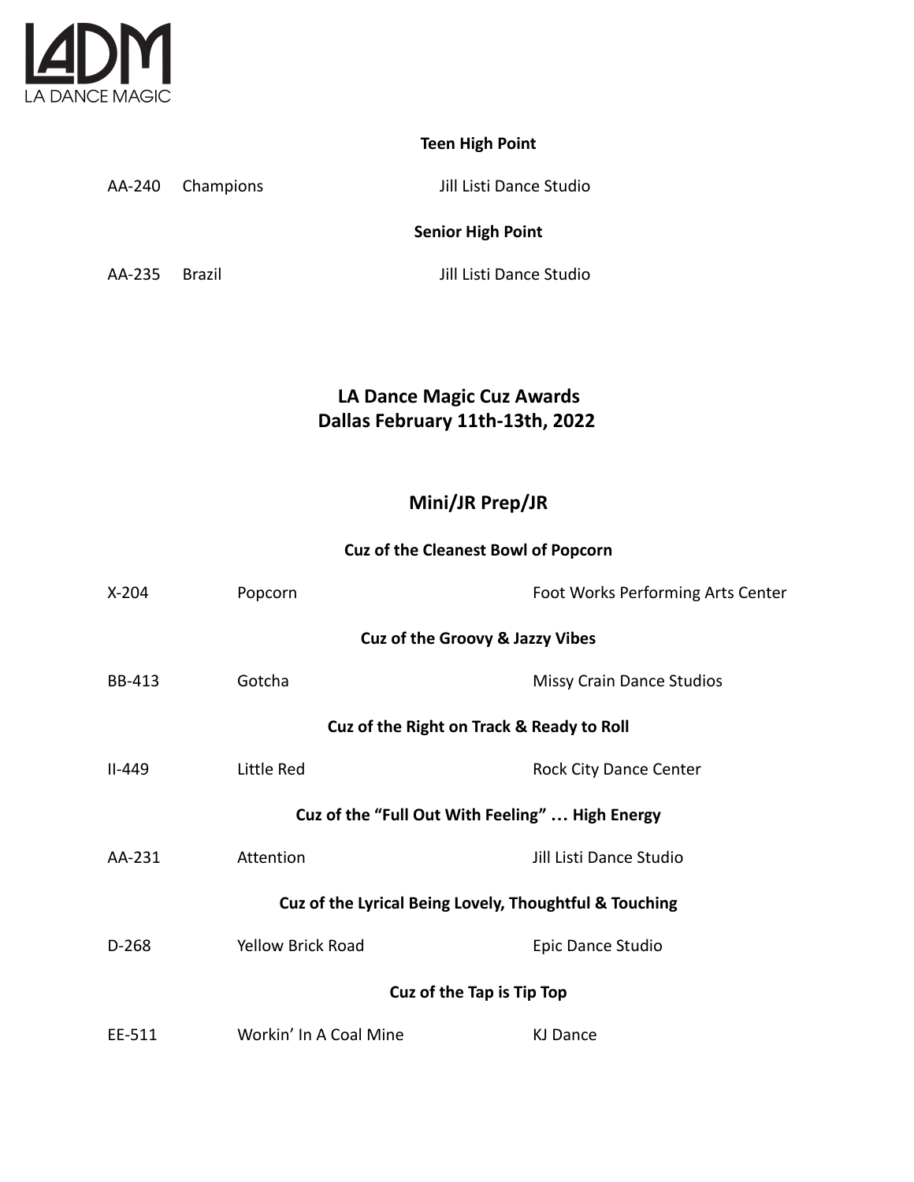**Teen High Point**

| | | |
|---|---|---|
| AA-240 | Champions | Jill Listi Dance Studio |

**Senior High Point**

| | | |
|---|---|---|
| AA-235 | Brazil | Jill Listi Dance Studio |

## LA Dance Magic Cuz Awards
## Dallas February 11th-13th, 2022

### Mini/JR Prep/JR

**Cuz of the Cleanest Bowl of Popcorn**

| | | |
|---|---|---|
| X-204 | Popcorn | Foot Works Performing Arts Center |

**Cuz of the Groovy & Jazzy Vibes**

| | | |
|---|---|---|
| BB-413 | Gotcha | Missy Crain Dance Studios |

**Cuz of the Right on Track & Ready to Roll**

| | | |
|---|---|---|
| II-449 | Little Red | Rock City Dance Center |

**Cuz of the "Full Out With Feeling" … High Energy**

| | | |
|---|---|---|
| AA-231 | Attention | Jill Listi Dance Studio |

**Cuz of the Lyrical Being Lovely, Thoughtful & Touching**

| | | |
|---|---|---|
| D-268 | Yellow Brick Road | Epic Dance Studio |

**Cuz of the Tap is Tip Top**

| | | |
|---|---|---|
| EE-511 | Workin' In A Coal Mine | KJ Dance |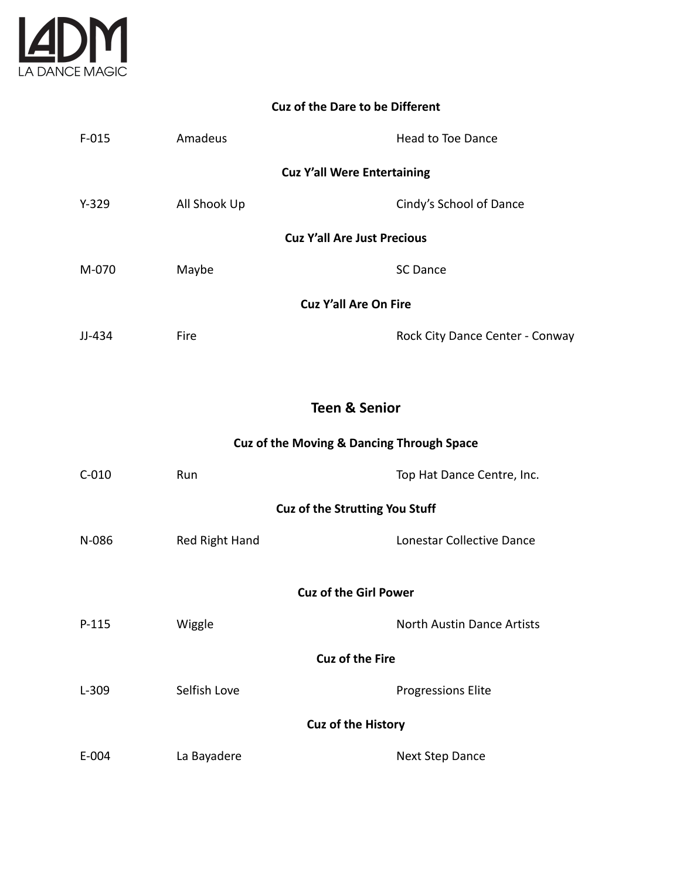**Cuz of the Dare to be Different**

| | | |
|---|---|---|
| F-015 | Amadeus | Head to Toe Dance |

**Cuz Y'all Were Entertaining**

| | | |
|---|---|---|
| Y-329 | All Shook Up | Cindy's School of Dance |

**Cuz Y'all Are Just Precious**

| | | |
|---|---|---|
| M-070 | Maybe | SC Dance |

**Cuz Y'all Are On Fire**

| | | |
|---|---|---|
| JJ-434 | Fire | Rock City Dance Center - Conway |

## Teen & Senior

**Cuz of the Moving & Dancing Through Space**

| | | |
|---|---|---|
| C-010 | Run | Top Hat Dance Centre, Inc. |

**Cuz of the Strutting You Stuff**

| | | |
|---|---|---|
| N-086 | Red Right Hand | Lonestar Collective Dance |

**Cuz of the Girl Power**

| | | |
|---|---|---|
| P-115 | Wiggle | North Austin Dance Artists |

**Cuz of the Fire**

| | | |
|---|---|---|
| L-309 | Selfish Love | Progressions Elite |

**Cuz of the History**

| | | |
|---|---|---|
| E-004 | La Bayadere | Next Step Dance |